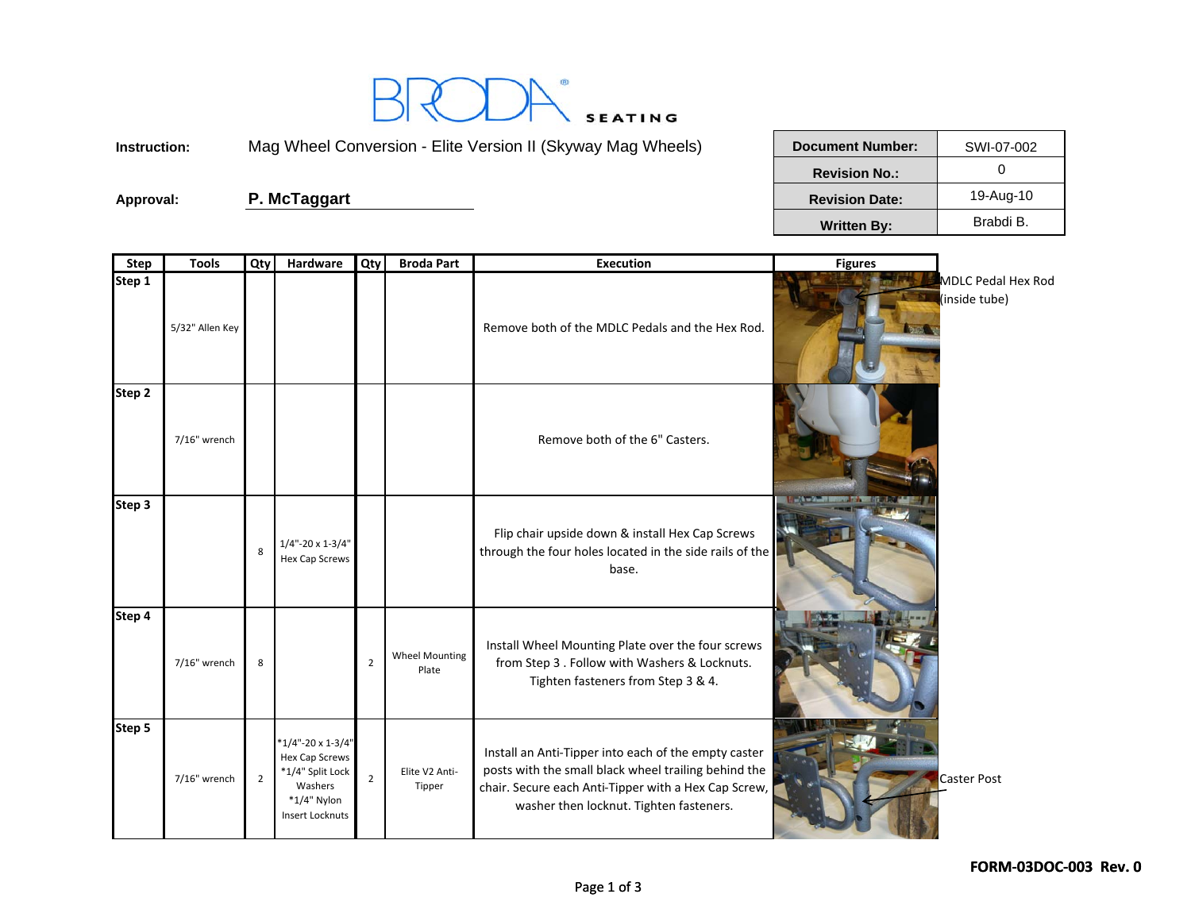BRODA SEATING

**Instruction:** Mag Wheel Conversion - Elite Version II (Skyway Mag Wheels)

**Approval:** **P. McTaggart**

| Document Number: | SWI-07-002 |
|---|---|
| Revision No.: | 0 |
| Revision Date: | 19-Aug-10 |
| Written By: | Brabdi B. |

| Step | Tools | Qty | Hardware | Qty | Broda Part | Execution | Figures |
|---|---|---|---|---|---|---|---|
| Step 1 | 5/32" Allen Key | | | | | Remove both of the MDLC Pedals and the Hex Rod. | MDLC Pedal Hex Rod (inside tube) |
| Step 2 | 7/16" wrench | | | | | Remove both of the 6" Casters. | |
| Step 3 | | 8 | 1/4"-20 x 1-3/4" Hex Cap Screws | | | Flip chair upside down & install Hex Cap Screws through the four holes located in the side rails of the base. | |
| Step 4 | 7/16" wrench | 8 | | 2 | Wheel Mounting Plate | Install Wheel Mounting Plate over the four screws from Step 3 . Follow with Washers & Locknuts. Tighten fasteners from Step 3 & 4. | |
| Step 5 | 7/16" wrench | 2 | *1/4"-20 x 1-3/4" Hex Cap Screws *1/4" Split Lock Washers *1/4" Nylon Insert Locknuts | 2 | Elite V2 Anti-Tipper | Install an Anti-Tipper into each of the empty caster posts with the small black wheel trailing behind the chair. Secure each Anti-Tipper with a Hex Cap Screw, washer then locknut. Tighten fasteners. | Caster Post |

**FORM-03DOC-003 Rev. 0**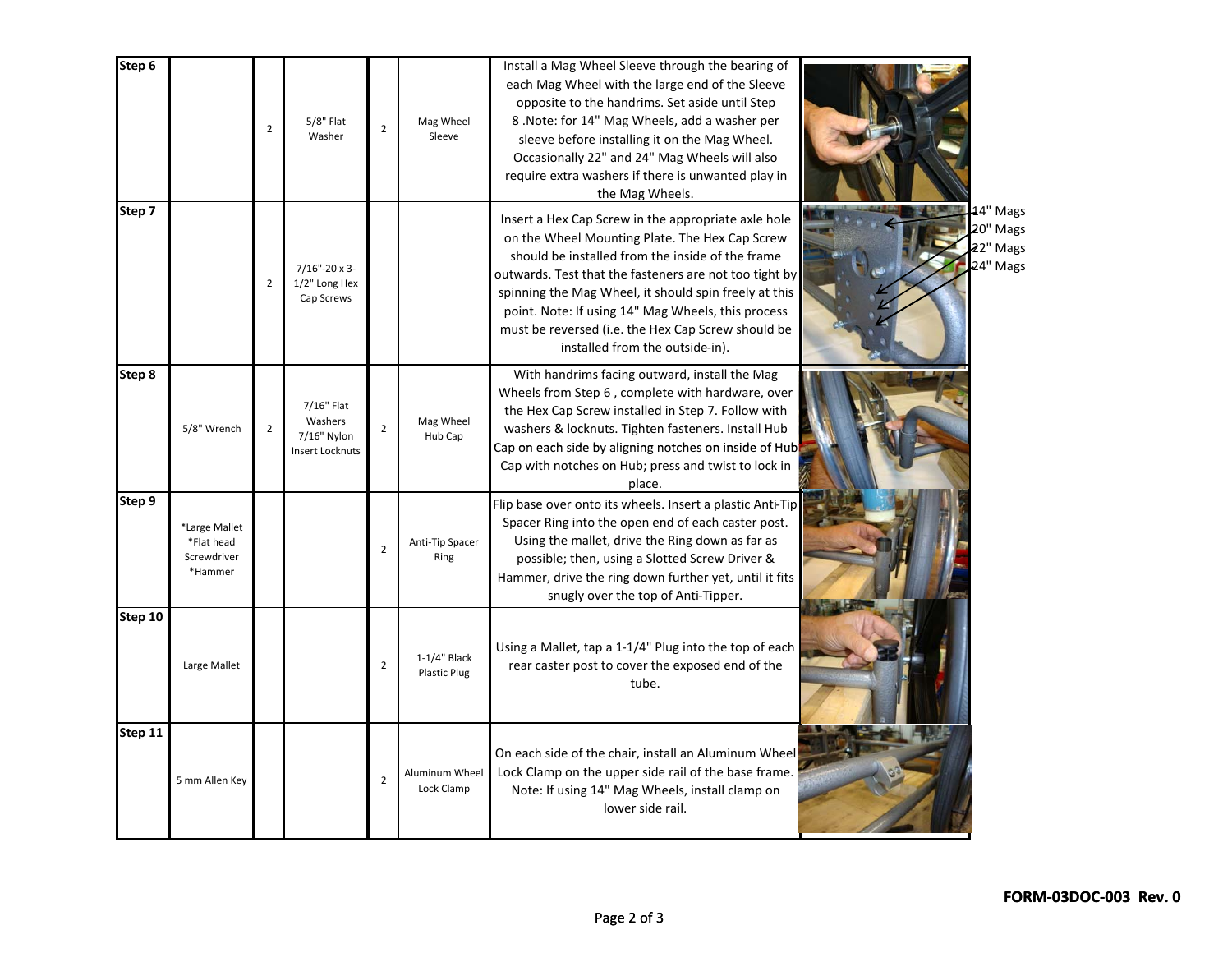| Step | Tools | Qty | Hardware | Qty | Part | Instructions |
|---|---|---|---|---|---|---|
| **Step 6** | | 2 | 5/8" Flat Washer | 2 | Mag Wheel Sleeve | Install a Mag Wheel Sleeve through the bearing of each Mag Wheel with the large end of the Sleeve opposite to the handrims. Set aside until Step 8 .Note: for 14" Mag Wheels, add a washer per sleeve before installing it on the Mag Wheel. Occasionally 22" and 24" Mag Wheels will also require extra washers if there is unwanted play in the Mag Wheels. |
| **Step 7** | | 2 | 7/16"-20 x 3-1/2" Long Hex Cap Screws | | | Insert a Hex Cap Screw in the appropriate axle hole on the Wheel Mounting Plate. The Hex Cap Screw should be installed from the inside of the frame outwards. Test that the fasteners are not too tight by spinning the Mag Wheel, it should spin freely at this point. Note: If using 14" Mag Wheels, this process must be reversed (i.e. the Hex Cap Screw should be installed from the outside-in). |
| **Step 8** | 5/8" Wrench | 2 | 7/16" Flat Washers 7/16" Nylon Insert Locknuts | 2 | Mag Wheel Hub Cap | With handrims facing outward, install the Mag Wheels from Step 6 , complete with hardware, over the Hex Cap Screw installed in Step 7. Follow with washers & locknuts. Tighten fasteners. Install Hub Cap on each side by aligning notches on inside of Hub Cap with notches on Hub; press and twist to lock in place. |
| **Step 9** | *Large Mallet *Flat head Screwdriver *Hammer | | | 2 | Anti-Tip Spacer Ring | Flip base over onto its wheels. Insert a plastic Anti-Tip Spacer Ring into the open end of each caster post. Using the mallet, drive the Ring down as far as possible; then, using a Slotted Screw Driver & Hammer, drive the ring down further yet, until it fits snugly over the top of Anti-Tipper. |
| **Step 10** | Large Mallet | | | 2 | 1-1/4" Black Plastic Plug | Using a Mallet, tap a 1-1/4" Plug into the top of each rear caster post to cover the exposed end of the tube. |
| **Step 11** | 5 mm Allen Key | | | 2 | Aluminum Wheel Lock Clamp | On each side of the chair, install an Aluminum Wheel Lock Clamp on the upper side rail of the base frame. Note: If using 14" Mag Wheels, install clamp on lower side rail. |

14" Mags
20" Mags
22" Mags
24" Mags

FORM-03DOC-003 Rev. 0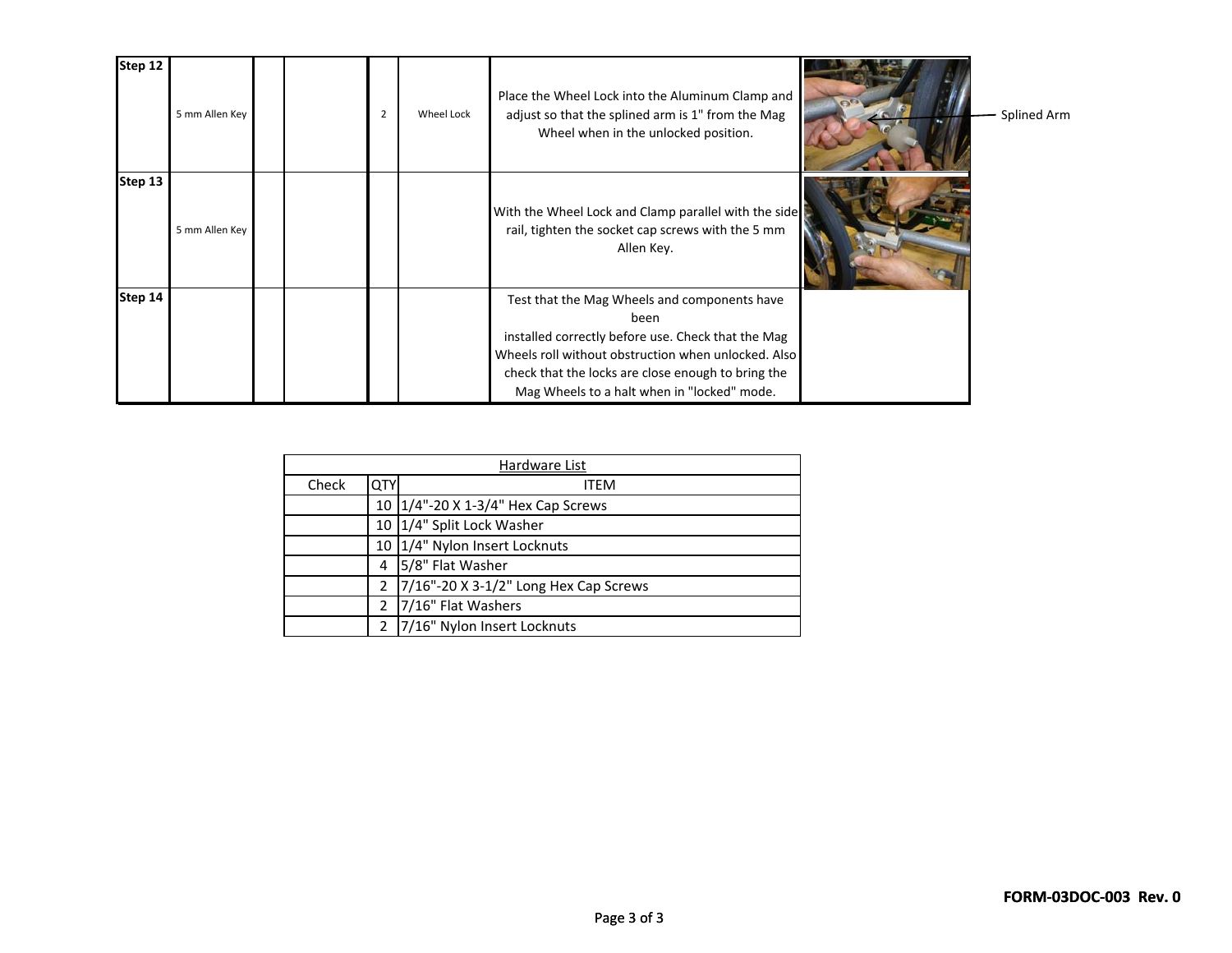| | | | | | | | |
|---|---|---|---|---|---|---|---|
| **Step 12** | 5 mm Allen Key | | | 2 | Wheel Lock | Place the Wheel Lock into the Aluminum Clamp and adjust so that the splined arm is 1" from the Mag Wheel when in the unlocked position. | Splined Arm |
| **Step 13** | 5 mm Allen Key | | | | | With the Wheel Lock and Clamp parallel with the side rail, tighten the socket cap screws with the 5 mm Allen Key. | |
| **Step 14** | | | | | | Test that the Mag Wheels and components have been installed correctly before use. Check that the Mag Wheels roll without obstruction when unlocked. Also check that the locks are close enough to bring the Mag Wheels to a halt when in "locked" mode. | |

**Hardware List**

| Check | QTY | ITEM |
|---|---|---|
| | 10 | 1/4"-20 X 1-3/4" Hex Cap Screws |
| | 10 | 1/4" Split Lock Washer |
| | 10 | 1/4" Nylon Insert Locknuts |
| | 4 | 5/8" Flat Washer |
| | 2 | 7/16"-20 X 3-1/2" Long Hex Cap Screws |
| | 2 | 7/16" Flat Washers |
| | 2 | 7/16" Nylon Insert Locknuts |

**FORM-03DOC-003 Rev. 0**